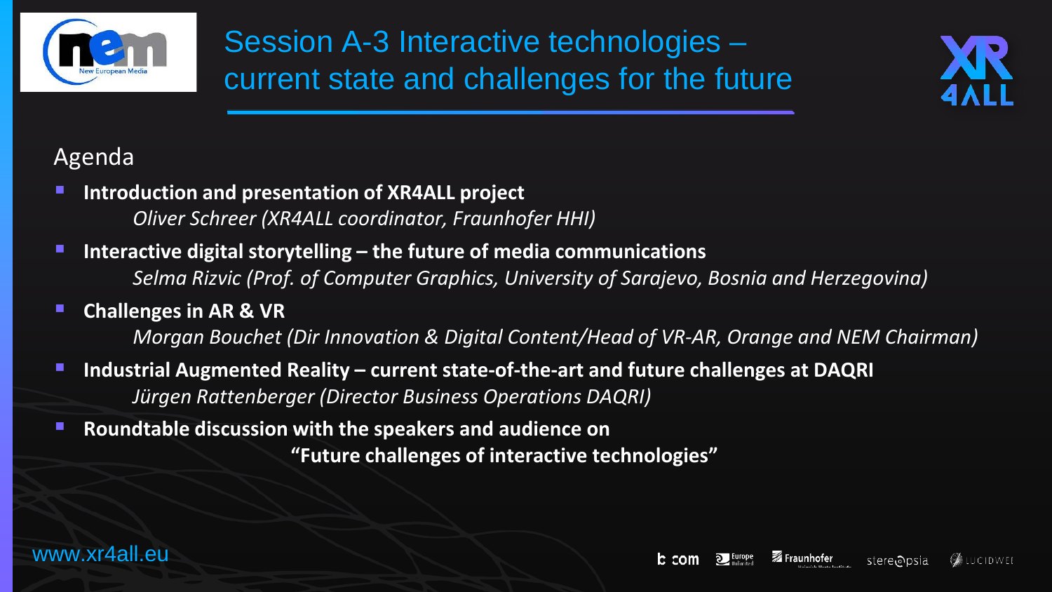# Session A-3 Interactive technologies – current state and challenges for the future

## Agenda

- **Introduction and presentation of XR4ALL project**
  *Oliver Schreer (XR4ALL coordinator, Fraunhofer HHI)*
- **Interactive digital storytelling – the future of media communications**
  *Selma Rizvic (Prof. of Computer Graphics, University of Sarajevo, Bosnia and Herzegovina)*
- **Challenges in AR & VR**
  *Morgan Bouchet (Dir Innovation & Digital Content/Head of VR-AR, Orange and NEM Chairman)*
- **Industrial Augmented Reality – current state-of-the-art and future challenges at DAQRI**
  *Jürgen Rattenberger (Director Business Operations DAQRI)*
- **Roundtable discussion with the speakers and audience on**
  **"Future challenges of interactive technologies"**

www.xr4all.eu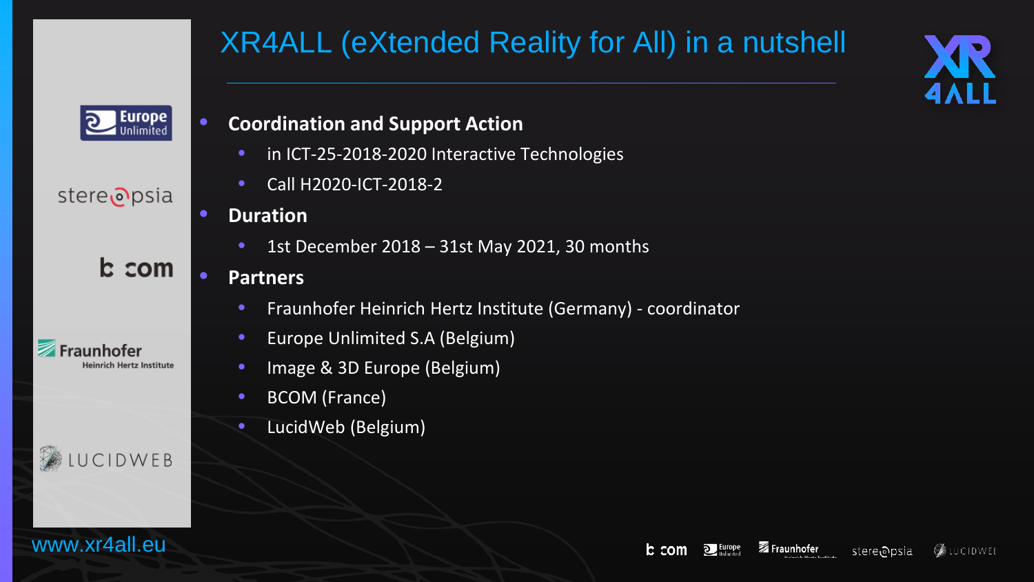# XR4ALL (eXtended Reality for All) in a nutshell

- **Coordination and Support Action**
  - in ICT-25-2018-2020 Interactive Technologies
  - Call H2020-ICT-2018-2
- **Duration**
  - 1st December 2018 – 31st May 2021, 30 months
- **Partners**
  - Fraunhofer Heinrich Hertz Institute (Germany) - coordinator
  - Europe Unlimited S.A (Belgium)
  - Image & 3D Europe (Belgium)
  - BCOM (France)
  - LucidWeb (Belgium)

www.xr4all.eu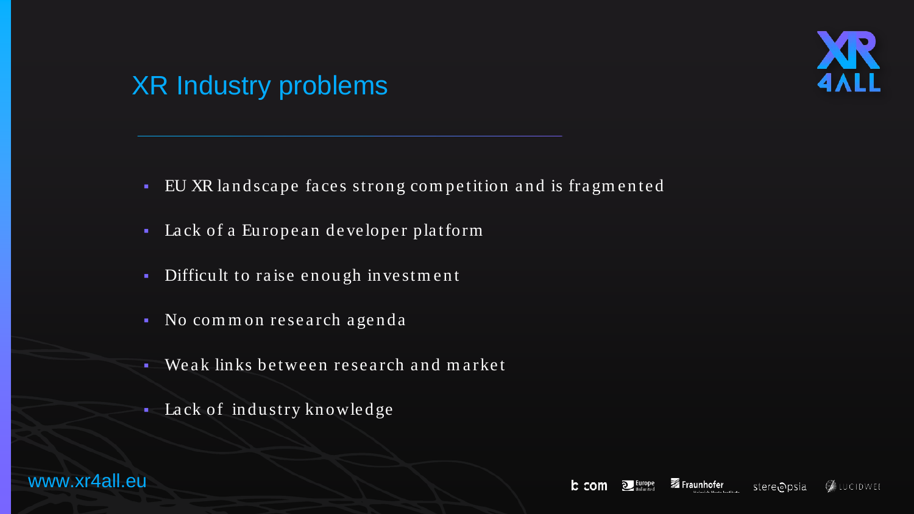# XR Industry problems

- EU XR landscape faces strong competition and is fragmented
- Lack of a European developer platform
- Difficult to raise enough investment
- No common research agenda
- Weak links between research and market
- Lack of industry knowledge

www.xr4all.eu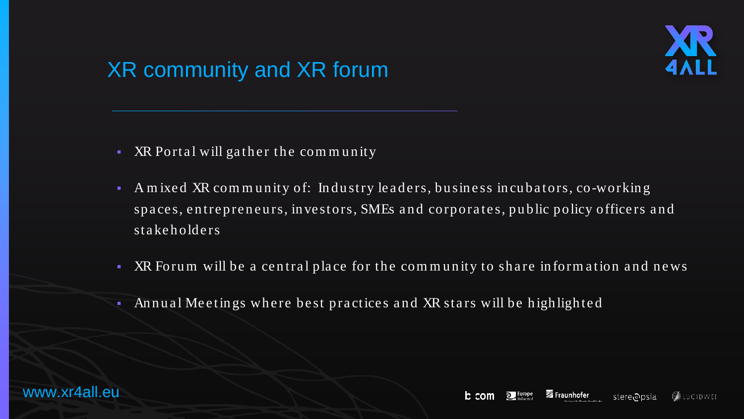# XR community and XR forum

- XR Portal will gather the community
- A mixed XR community of: Industry leaders, business incubators, co-working spaces, entrepreneurs, investors, SMEs and corporates, public policy officers and stakeholders
- XR Forum will be a central place for the community to share information and news
- Annual Meetings where best practices and XR stars will be highlighted

www.xr4all.eu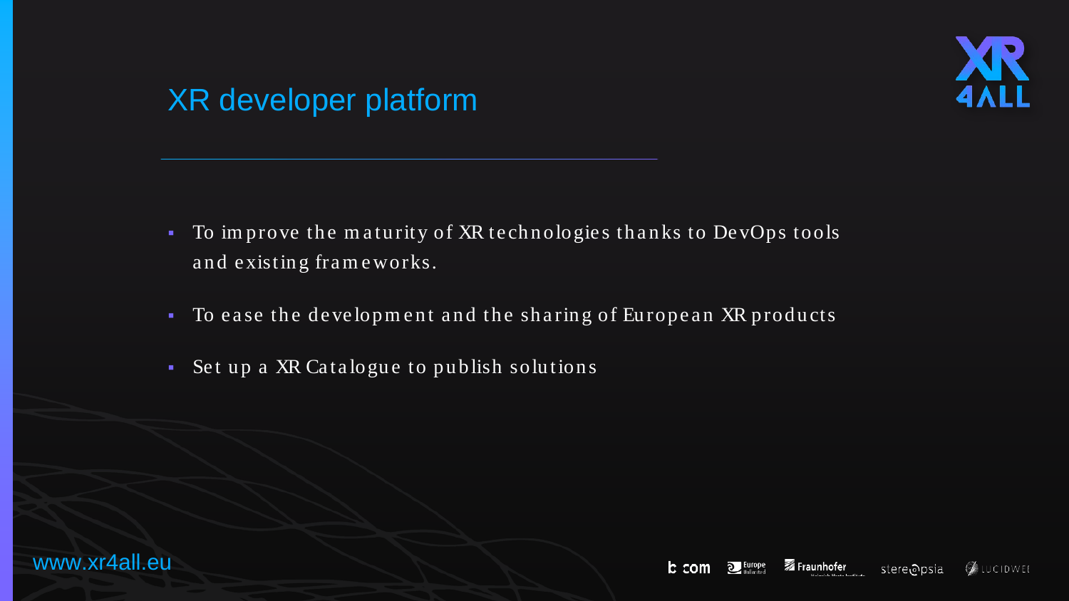# XR developer platform

- To improve the maturity of XR technologies thanks to DevOps tools and existing frameworks.
- To ease the development and the sharing of European XR products
- Set up a XR Catalogue to publish solutions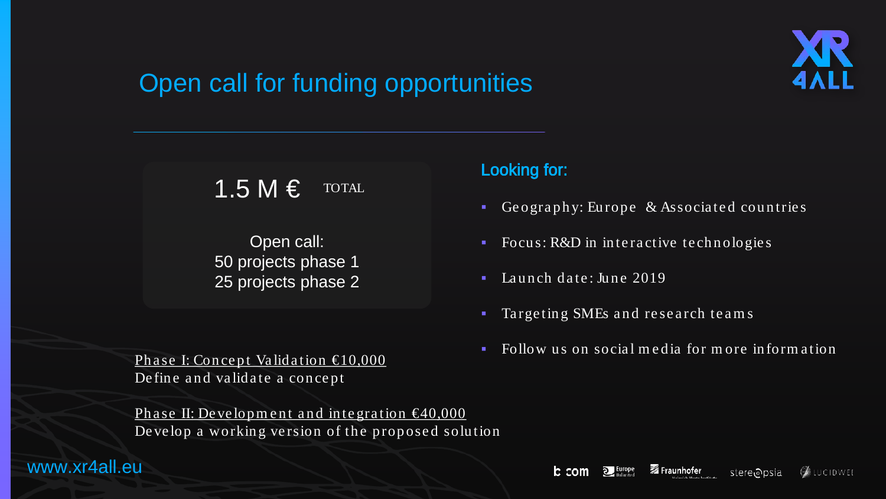# Open call for funding opportunities

1.5 M € TOTAL

Open call:
50 projects phase 1
25 projects phase 2

Phase I: Concept Validation €10,000
Define and validate a concept

Phase II: Development and integration €40,000
Develop a working version of the proposed solution

## Looking for:

- Geography: Europe & Associated countries
- Focus: R&D in interactive technologies
- Launch date: June 2019
- Targeting SMEs and research teams
- Follow us on social media for more information

www.xr4all.eu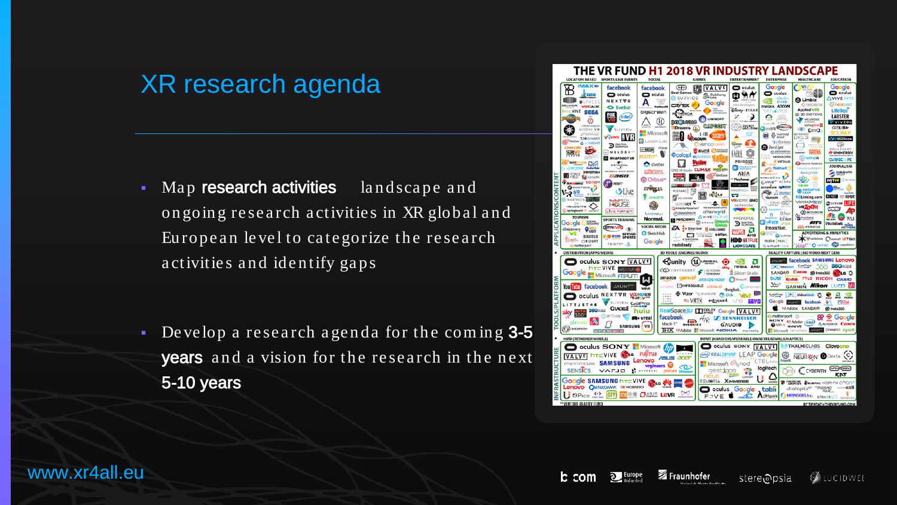# XR research agenda

- Map **research activities** landscape and ongoing research activities in XR global and European level to categorize the research activities and identify gaps
- Develop a research agenda for the coming **3-5 years** and a vision for the research in the next **5-10 years**

www.xr4all.eu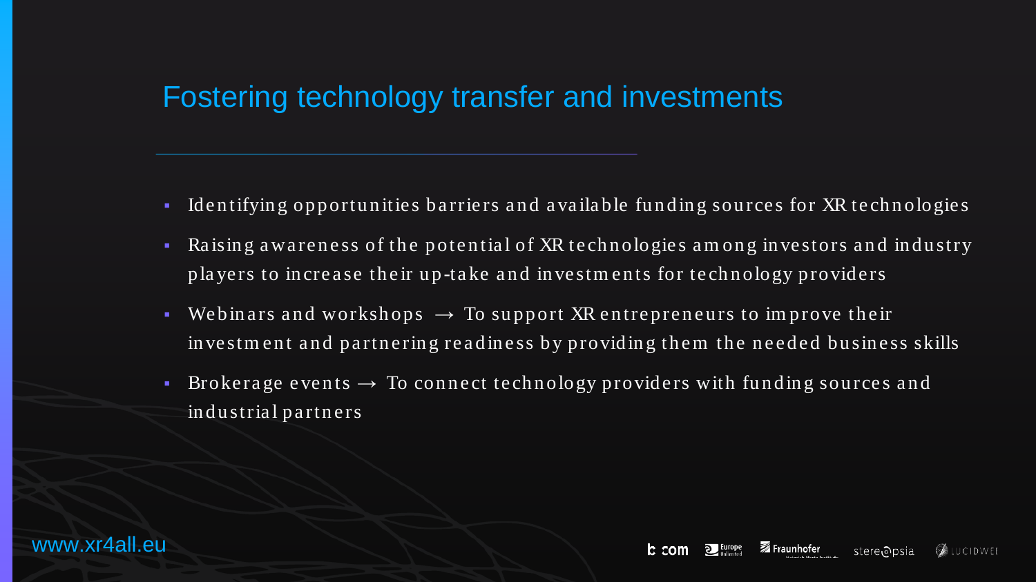# Fostering technology transfer and investments

- Identifying opportunities barriers and available funding sources for XR technologies
- Raising awareness of the potential of XR technologies among investors and industry players to increase their up-take and investments for technology providers
- Webinars and workshops → To support XR entrepreneurs to improve their investment and partnering readiness by providing them the needed business skills
- Brokerage events → To connect technology providers with funding sources and industrial partners

www.xr4all.eu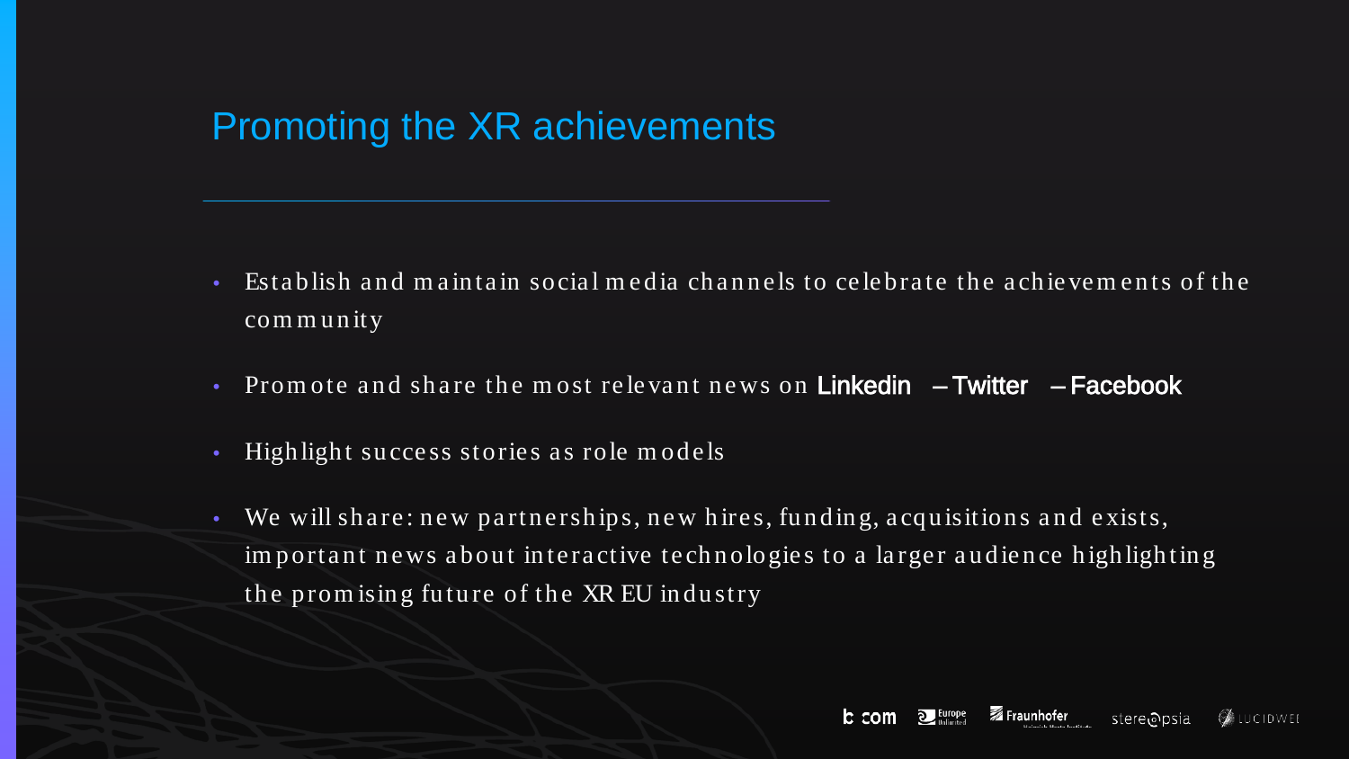# Promoting the XR achievements

- Establish and maintain social media channels to celebrate the achievements of the community
- Promote and share the most relevant news on **Linkedin – Twitter – Facebook**
- Highlight success stories as role models
- We will share: new partnerships, new hires, funding, acquisitions and exists, important news about interactive technologies to a larger audience highlighting the promising future of the XR EU industry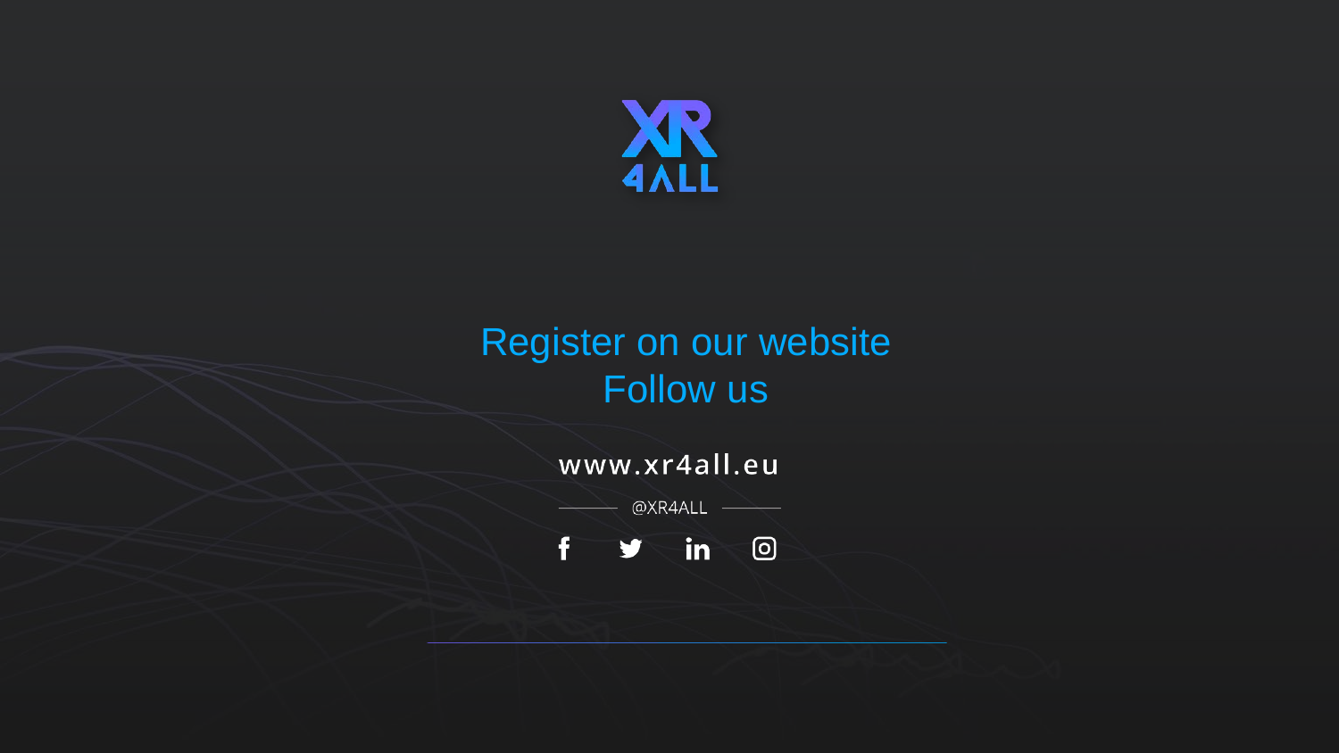XR 4ALL

Register on our website
Follow us

www.xr4all.eu

@XR4ALL